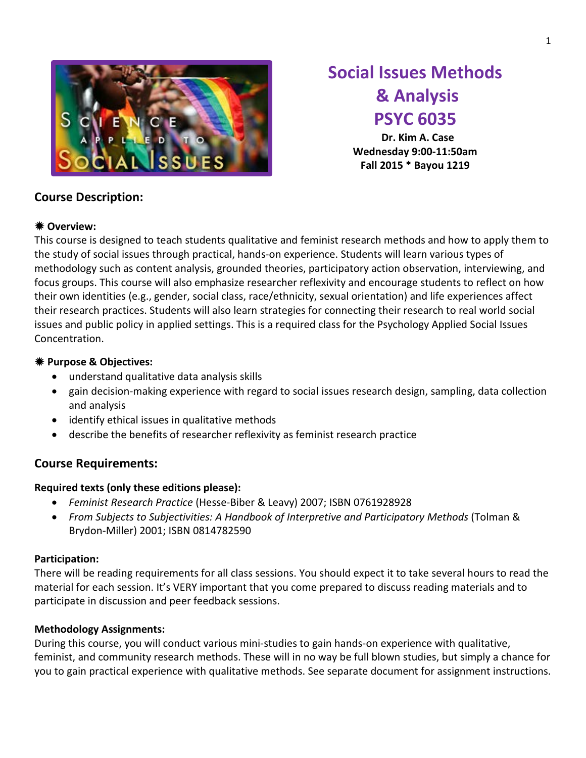# Social Issues Methods & Analysis PSYC 6035

**Dr. Kim A. Case**
**Wednesday 9:00-11:50am**
**Fall 2015 * Bayou 1219**

## Course Description:

### ✷ Overview:

This course is designed to teach students qualitative and feminist research methods and how to apply them to the study of social issues through practical, hands-on experience. Students will learn various types of methodology such as content analysis, grounded theories, participatory action observation, interviewing, and focus groups. This course will also emphasize researcher reflexivity and encourage students to reflect on how their own identities (e.g., gender, social class, race/ethnicity, sexual orientation) and life experiences affect their research practices. Students will also learn strategies for connecting their research to real world social issues and public policy in applied settings. This is a required class for the Psychology Applied Social Issues Concentration.

### ✷ Purpose & Objectives:

- understand qualitative data analysis skills
- gain decision-making experience with regard to social issues research design, sampling, data collection and analysis
- identify ethical issues in qualitative methods
- describe the benefits of researcher reflexivity as feminist research practice

## Course Requirements:

**Required texts (only these editions please):**

- *Feminist Research Practice* (Hesse-Biber & Leavy) 2007; ISBN 0761928928
- *From Subjects to Subjectivities: A Handbook of Interpretive and Participatory Methods* (Tolman & Brydon-Miller) 2001; ISBN 0814782590

**Participation:**

There will be reading requirements for all class sessions. You should expect it to take several hours to read the material for each session. It's VERY important that you come prepared to discuss reading materials and to participate in discussion and peer feedback sessions.

**Methodology Assignments:**

During this course, you will conduct various mini-studies to gain hands-on experience with qualitative, feminist, and community research methods. These will in no way be full blown studies, but simply a chance for you to gain practical experience with qualitative methods. See separate document for assignment instructions.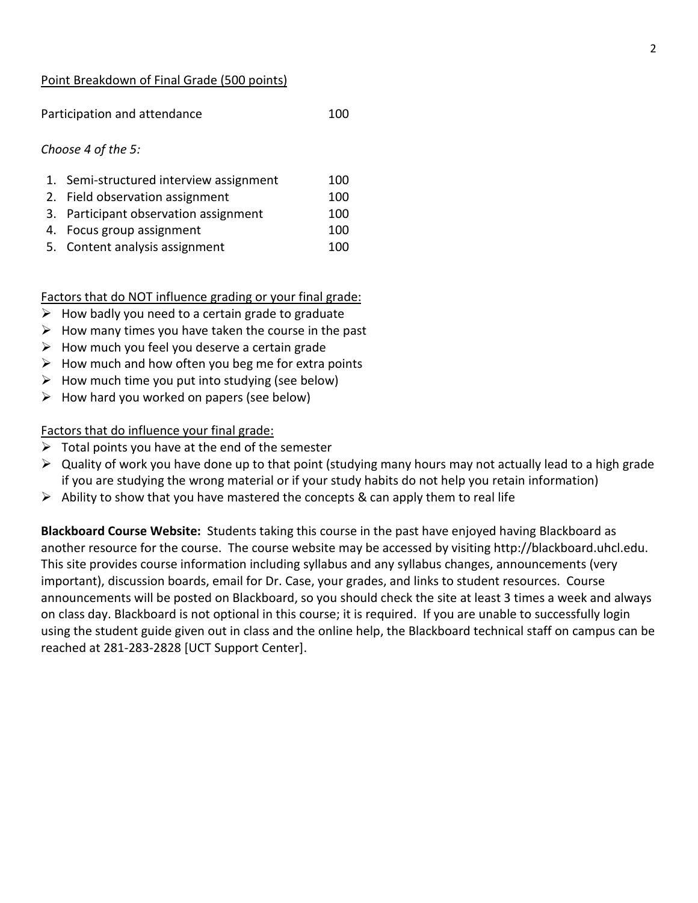Point Breakdown of Final Grade (500 points)

| | |
|---|---|
| Participation and attendance | 100 |

*Choose 4 of the 5:*

| | |
|---|---|
| 1. Semi-structured interview assignment | 100 |
| 2. Field observation assignment | 100 |
| 3. Participant observation assignment | 100 |
| 4. Focus group assignment | 100 |
| 5. Content analysis assignment | 100 |

Factors that do NOT influence grading or your final grade:

- How badly you need to a certain grade to graduate
- How many times you have taken the course in the past
- How much you feel you deserve a certain grade
- How much and how often you beg me for extra points
- How much time you put into studying (see below)
- How hard you worked on papers (see below)

Factors that do influence your final grade:

- Total points you have at the end of the semester
- Quality of work you have done up to that point (studying many hours may not actually lead to a high grade if you are studying the wrong material or if your study habits do not help you retain information)
- Ability to show that you have mastered the concepts & can apply them to real life

**Blackboard Course Website:** Students taking this course in the past have enjoyed having Blackboard as another resource for the course. The course website may be accessed by visiting http://blackboard.uhcl.edu. This site provides course information including syllabus and any syllabus changes, announcements (very important), discussion boards, email for Dr. Case, your grades, and links to student resources. Course announcements will be posted on Blackboard, so you should check the site at least 3 times a week and always on class day. Blackboard is not optional in this course; it is required. If you are unable to successfully login using the student guide given out in class and the online help, the Blackboard technical staff on campus can be reached at 281-283-2828 [UCT Support Center].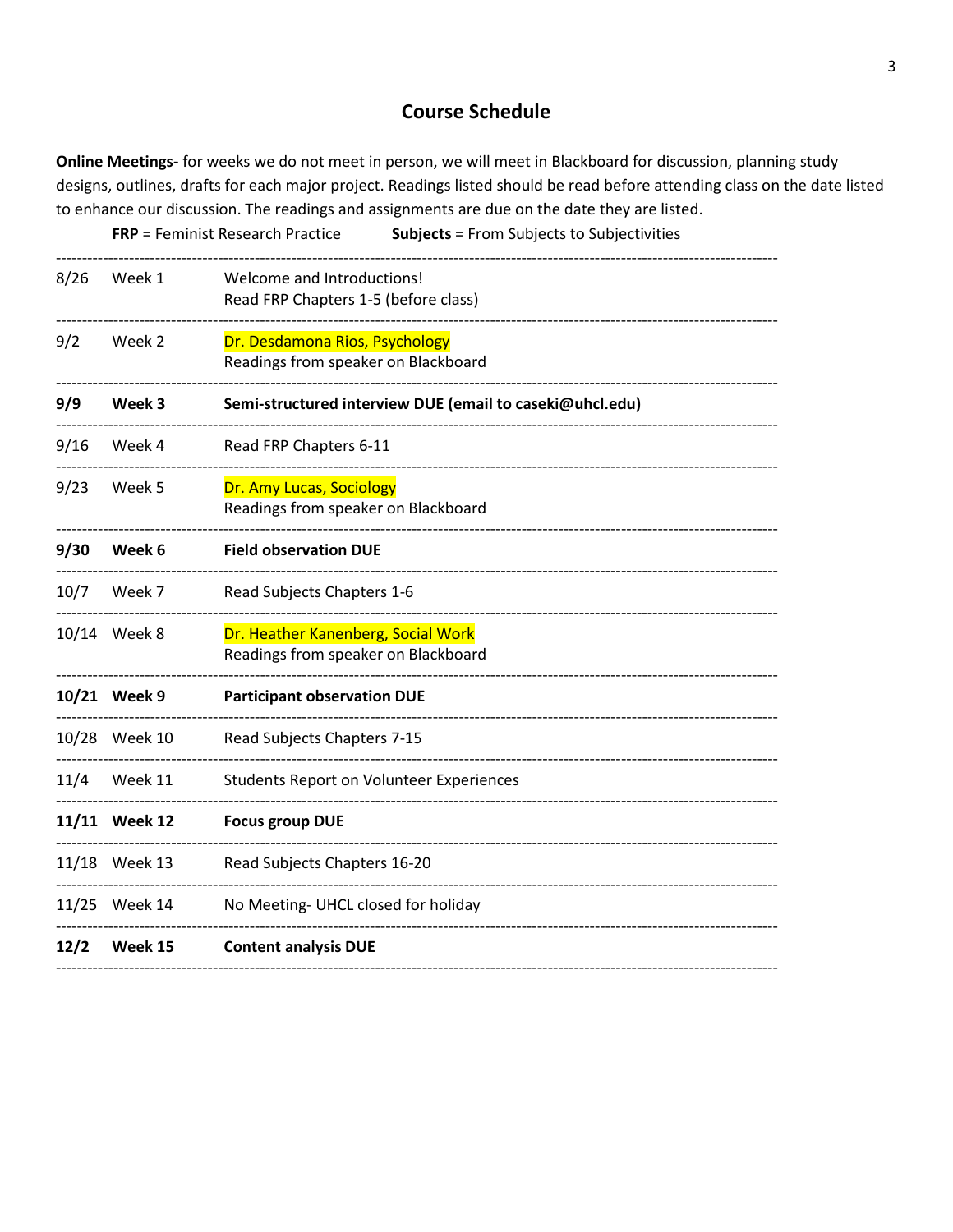## Course Schedule

**Online Meetings-** for weeks we do not meet in person, we will meet in Blackboard for discussion, planning study designs, outlines, drafts for each major project. Readings listed should be read before attending class on the date listed to enhance our discussion. The readings and assignments are due on the date they are listed.

**FRP** = Feminist Research Practice **Subjects** = From Subjects to Subjectivities

| Date | Week | Topic |
|---|---|---|
| 8/26 | Week 1 | Welcome and Introductions!<br>Read FRP Chapters 1-5 (before class) |
| 9/2 | Week 2 | Dr. Desdamona Rios, Psychology<br>Readings from speaker on Blackboard |
| **9/9** | **Week 3** | **Semi-structured interview DUE (email to caseki@uhcl.edu)** |
| 9/16 | Week 4 | Read FRP Chapters 6-11 |
| 9/23 | Week 5 | Dr. Amy Lucas, Sociology<br>Readings from speaker on Blackboard |
| **9/30** | **Week 6** | **Field observation DUE** |
| 10/7 | Week 7 | Read Subjects Chapters 1-6 |
| 10/14 | Week 8 | Dr. Heather Kanenberg, Social Work<br>Readings from speaker on Blackboard |
| **10/21** | **Week 9** | **Participant observation DUE** |
| 10/28 | Week 10 | Read Subjects Chapters 7-15 |
| 11/4 | Week 11 | Students Report on Volunteer Experiences |
| **11/11** | **Week 12** | **Focus group DUE** |
| 11/18 | Week 13 | Read Subjects Chapters 16-20 |
| 11/25 | Week 14 | No Meeting- UHCL closed for holiday |
| **12/2** | **Week 15** | **Content analysis DUE** |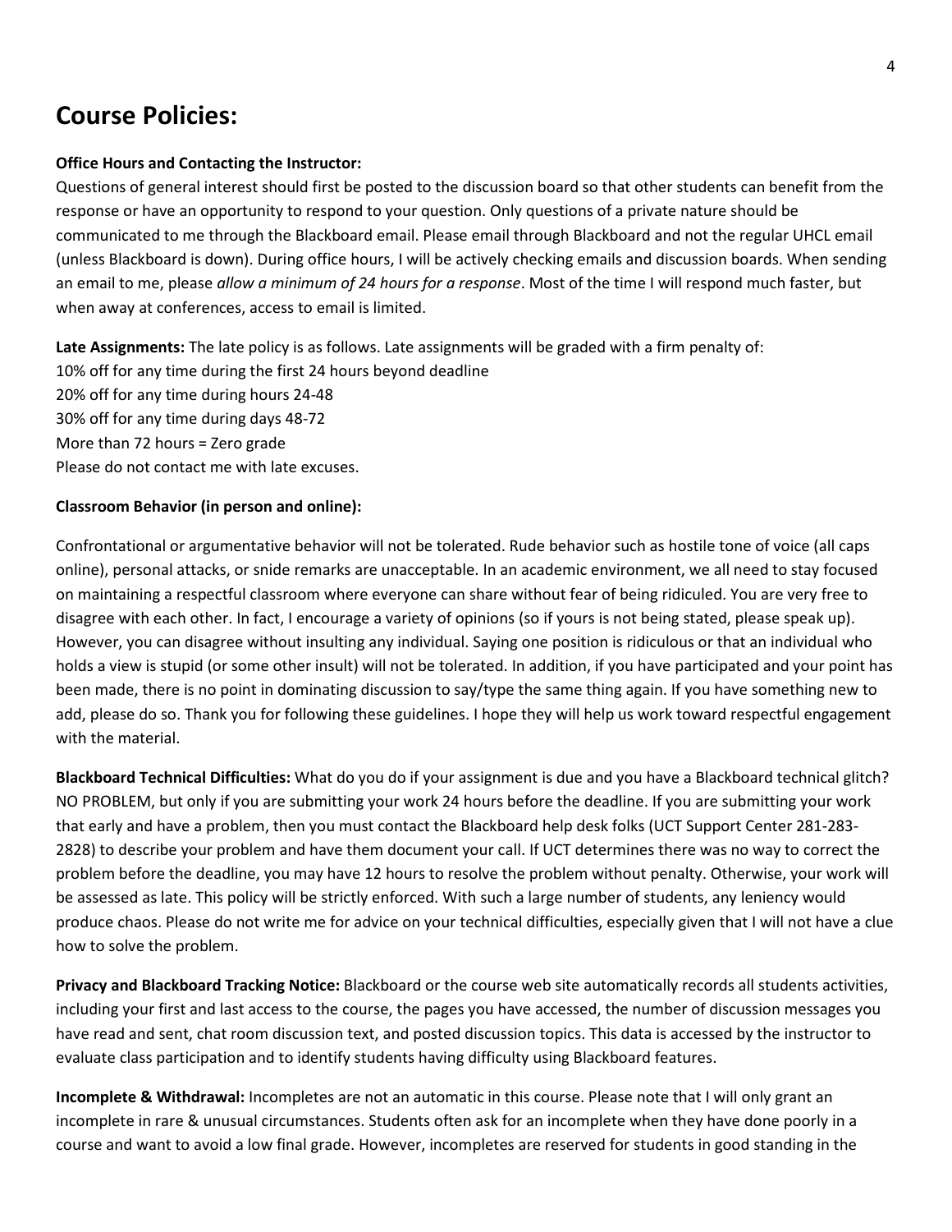# Course Policies:

**Office Hours and Contacting the Instructor:**
Questions of general interest should first be posted to the discussion board so that other students can benefit from the response or have an opportunity to respond to your question. Only questions of a private nature should be communicated to me through the Blackboard email. Please email through Blackboard and not the regular UHCL email (unless Blackboard is down). During office hours, I will be actively checking emails and discussion boards. When sending an email to me, please *allow a minimum of 24 hours for a response*. Most of the time I will respond much faster, but when away at conferences, access to email is limited.

**Late Assignments:** The late policy is as follows. Late assignments will be graded with a firm penalty of:
10% off for any time during the first 24 hours beyond deadline
20% off for any time during hours 24-48
30% off for any time during days 48-72
More than 72 hours = Zero grade
Please do not contact me with late excuses.

**Classroom Behavior (in person and online):**

Confrontational or argumentative behavior will not be tolerated. Rude behavior such as hostile tone of voice (all caps online), personal attacks, or snide remarks are unacceptable. In an academic environment, we all need to stay focused on maintaining a respectful classroom where everyone can share without fear of being ridiculed. You are very free to disagree with each other. In fact, I encourage a variety of opinions (so if yours is not being stated, please speak up). However, you can disagree without insulting any individual. Saying one position is ridiculous or that an individual who holds a view is stupid (or some other insult) will not be tolerated. In addition, if you have participated and your point has been made, there is no point in dominating discussion to say/type the same thing again. If you have something new to add, please do so. Thank you for following these guidelines. I hope they will help us work toward respectful engagement with the material.

**Blackboard Technical Difficulties:** What do you do if your assignment is due and you have a Blackboard technical glitch? NO PROBLEM, but only if you are submitting your work 24 hours before the deadline. If you are submitting your work that early and have a problem, then you must contact the Blackboard help desk folks (UCT Support Center 281-283-2828) to describe your problem and have them document your call. If UCT determines there was no way to correct the problem before the deadline, you may have 12 hours to resolve the problem without penalty. Otherwise, your work will be assessed as late. This policy will be strictly enforced. With such a large number of students, any leniency would produce chaos. Please do not write me for advice on your technical difficulties, especially given that I will not have a clue how to solve the problem.

**Privacy and Blackboard Tracking Notice:** Blackboard or the course web site automatically records all students activities, including your first and last access to the course, the pages you have accessed, the number of discussion messages you have read and sent, chat room discussion text, and posted discussion topics. This data is accessed by the instructor to evaluate class participation and to identify students having difficulty using Blackboard features.

**Incomplete & Withdrawal:** Incompletes are not an automatic in this course. Please note that I will only grant an incomplete in rare & unusual circumstances. Students often ask for an incomplete when they have done poorly in a course and want to avoid a low final grade. However, incompletes are reserved for students in good standing in the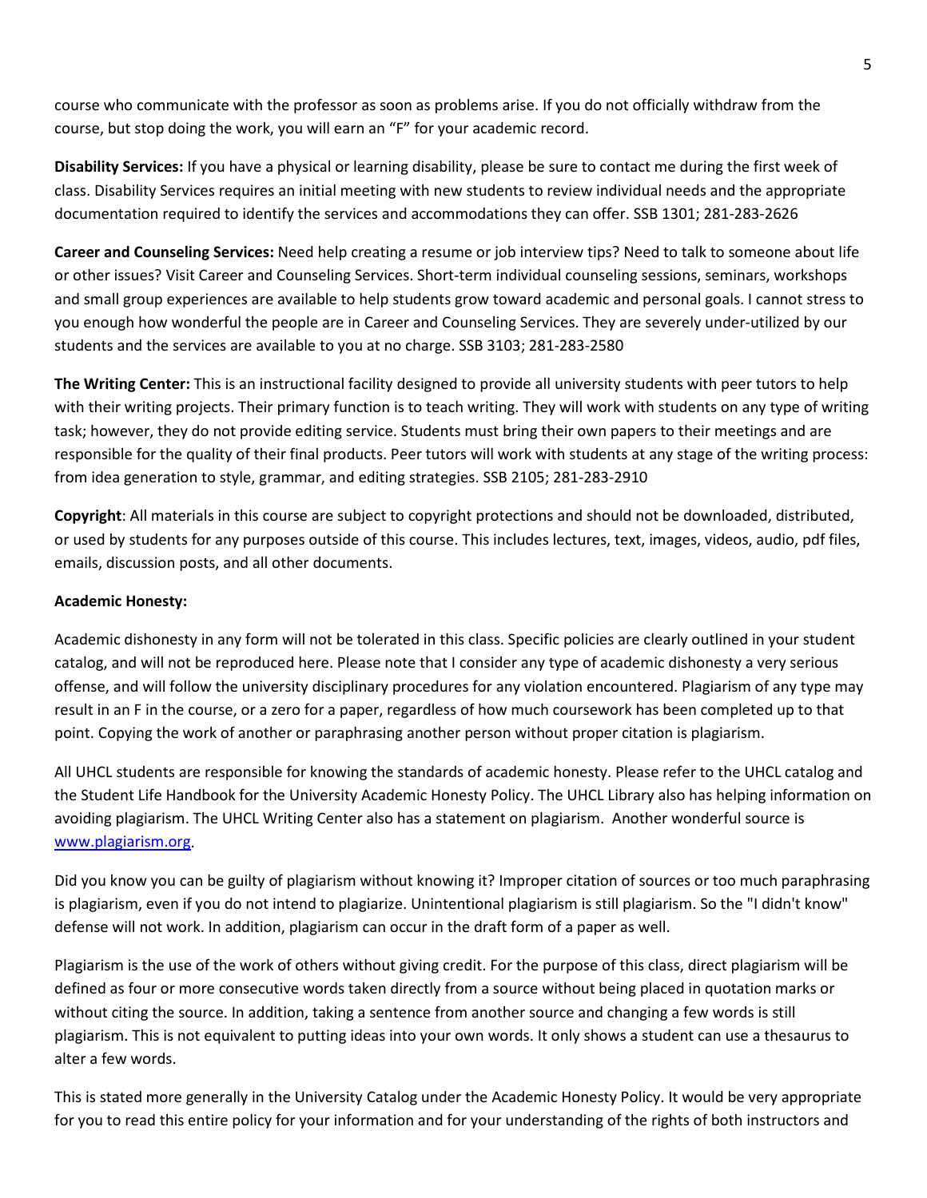course who communicate with the professor as soon as problems arise. If you do not officially withdraw from the course, but stop doing the work, you will earn an "F" for your academic record.

**Disability Services:** If you have a physical or learning disability, please be sure to contact me during the first week of class. Disability Services requires an initial meeting with new students to review individual needs and the appropriate documentation required to identify the services and accommodations they can offer. SSB 1301; 281-283-2626

**Career and Counseling Services:** Need help creating a resume or job interview tips? Need to talk to someone about life or other issues? Visit Career and Counseling Services. Short-term individual counseling sessions, seminars, workshops and small group experiences are available to help students grow toward academic and personal goals. I cannot stress to you enough how wonderful the people are in Career and Counseling Services. They are severely under-utilized by our students and the services are available to you at no charge. SSB 3103; 281-283-2580

**The Writing Center:** This is an instructional facility designed to provide all university students with peer tutors to help with their writing projects. Their primary function is to teach writing. They will work with students on any type of writing task; however, they do not provide editing service. Students must bring their own papers to their meetings and are responsible for the quality of their final products. Peer tutors will work with students at any stage of the writing process: from idea generation to style, grammar, and editing strategies. SSB 2105; 281-283-2910

**Copyright**: All materials in this course are subject to copyright protections and should not be downloaded, distributed, or used by students for any purposes outside of this course. This includes lectures, text, images, videos, audio, pdf files, emails, discussion posts, and all other documents.

**Academic Honesty:**

Academic dishonesty in any form will not be tolerated in this class. Specific policies are clearly outlined in your student catalog, and will not be reproduced here. Please note that I consider any type of academic dishonesty a very serious offense, and will follow the university disciplinary procedures for any violation encountered. Plagiarism of any type may result in an F in the course, or a zero for a paper, regardless of how much coursework has been completed up to that point. Copying the work of another or paraphrasing another person without proper citation is plagiarism.

All UHCL students are responsible for knowing the standards of academic honesty. Please refer to the UHCL catalog and the Student Life Handbook for the University Academic Honesty Policy. The UHCL Library also has helping information on avoiding plagiarism. The UHCL Writing Center also has a statement on plagiarism. Another wonderful source is [www.plagiarism.org](www.plagiarism.org).

Did you know you can be guilty of plagiarism without knowing it? Improper citation of sources or too much paraphrasing is plagiarism, even if you do not intend to plagiarize. Unintentional plagiarism is still plagiarism. So the "I didn't know" defense will not work. In addition, plagiarism can occur in the draft form of a paper as well.

Plagiarism is the use of the work of others without giving credit. For the purpose of this class, direct plagiarism will be defined as four or more consecutive words taken directly from a source without being placed in quotation marks or without citing the source. In addition, taking a sentence from another source and changing a few words is still plagiarism. This is not equivalent to putting ideas into your own words. It only shows a student can use a thesaurus to alter a few words.

This is stated more generally in the University Catalog under the Academic Honesty Policy. It would be very appropriate for you to read this entire policy for your information and for your understanding of the rights of both instructors and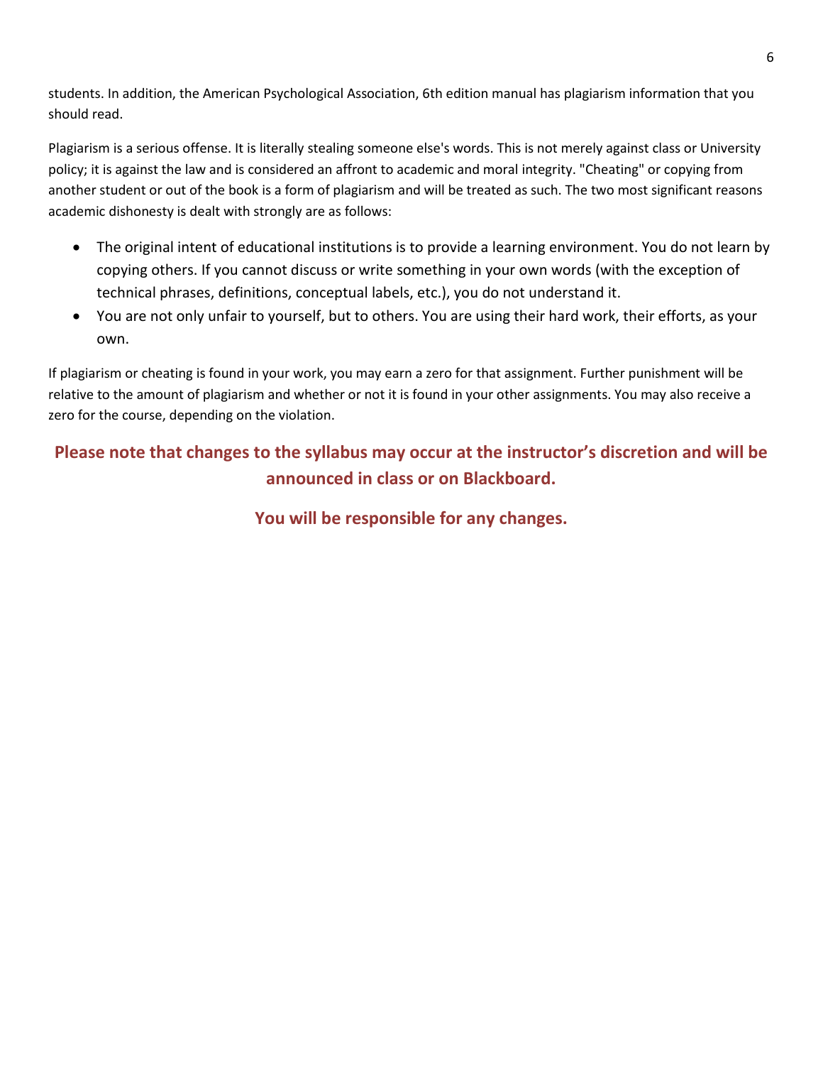students. In addition, the American Psychological Association, 6th edition manual has plagiarism information that you should read.

Plagiarism is a serious offense. It is literally stealing someone else's words. This is not merely against class or University policy; it is against the law and is considered an affront to academic and moral integrity. "Cheating" or copying from another student or out of the book is a form of plagiarism and will be treated as such. The two most significant reasons academic dishonesty is dealt with strongly are as follows:

- The original intent of educational institutions is to provide a learning environment. You do not learn by copying others. If you cannot discuss or write something in your own words (with the exception of technical phrases, definitions, conceptual labels, etc.), you do not understand it.
- You are not only unfair to yourself, but to others. You are using their hard work, their efforts, as your own.

If plagiarism or cheating is found in your work, you may earn a zero for that assignment. Further punishment will be relative to the amount of plagiarism and whether or not it is found in your other assignments. You may also receive a zero for the course, depending on the violation.

**Please note that changes to the syllabus may occur at the instructor's discretion and will be announced in class or on Blackboard.**

**You will be responsible for any changes.**